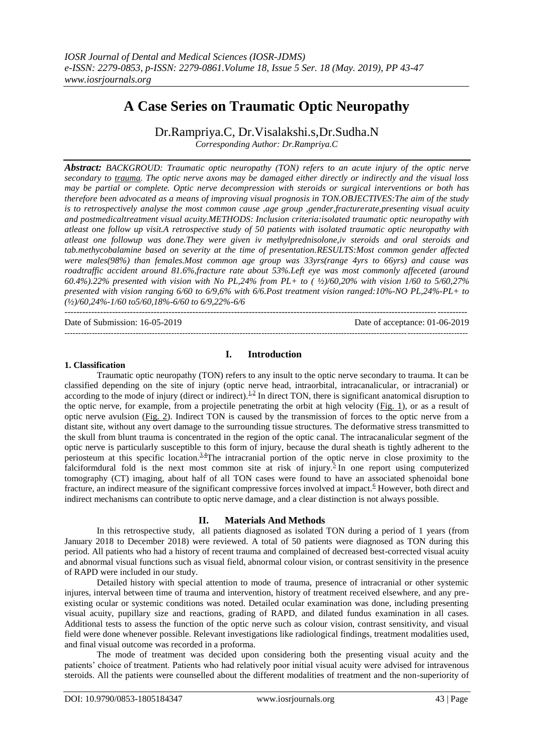# A Case Series on Traumatic Optic Neuropathy

Dr.Rampriya.C, Dr.Visalakshi.s,Dr.Sudha.N

*Corresponding Author: Dr.Rampriya.C*

***Abstract:*** *BACKGROUD: Traumatic optic neuropathy (TON) refers to an acute injury of the optic nerve secondary to trauma. The optic nerve axons may be damaged either directly or indirectly and the visual loss may be partial or complete. Optic nerve decompression with steroids or surgical interventions or both has therefore been advocated as a means of improving visual prognosis in TON.OBJECTIVES:The aim of the study is to retrospectively analyse the most common cause ,age group ,gender,fracturerate,presenting visual acuity and postmedicaltreatment visual acuity.METHODS: Inclusion criteria:isolated traumatic optic neuropathy with atleast one follow up visit.A retrospective study of 50 patients with isolated traumatic optic neuropathy with atleast one followup was done.They were given iv methylprednisolone,iv steroids and oral steroids and tab.methycobalamine based on severity at the time of presentation.RESULTS:Most common gender affected were males(98%) than females.Most common age group was 33yrs(range 4yrs to 66yrs) and cause was roadtraffic accident around 81.6%,fracture rate about 53%.Left eye was most commonly affeceted (around 60.4%).22% presented with vision with No PL,24% from PL+ to ( ½)/60,20% with vision 1/60 to 5/60,27% presented with vision ranging 6/60 to 6/9,6% with 6/6.Post treatment vision ranged:10%-NO PL,24%-PL+ to (½)/60,24%-1/60 to5/60,18%-6/60 to 6/9,22%-6/6*

---

Date of Submission: 16-05-2019 Date of acceptance: 01-06-2019

---

## I. Introduction

### 1. Classification

Traumatic optic neuropathy (TON) refers to any insult to the optic nerve secondary to trauma. It can be classified depending on the site of injury (optic nerve head, intraorbital, intracanalicular, or intracranial) or according to the mode of injury (direct or indirect).[1,2] In direct TON, there is significant anatomical disruption to the optic nerve, for example, from a projectile penetrating the orbit at high velocity (Fig. 1), or as a result of optic nerve avulsion (Fig. 2). Indirect TON is caused by the transmission of forces to the optic nerve from a distant site, without any overt damage to the surrounding tissue structures. The deformative stress transmitted to the skull from blunt trauma is concentrated in the region of the optic canal. The intracanalicular segment of the optic nerve is particularly susceptible to this form of injury, because the dural sheath is tightly adherent to the periosteum at this specific location.[3,4]The intracranial portion of the optic nerve in close proximity to the falciformdural fold is the next most common site at risk of injury.[5] In one report using computerized tomography (CT) imaging, about half of all TON cases were found to have an associated sphenoidal bone fracture, an indirect measure of the significant compressive forces involved at impact.[6] However, both direct and indirect mechanisms can contribute to optic nerve damage, and a clear distinction is not always possible.

## II. Materials And Methods

In this retrospective study, all patients diagnosed as isolated TON during a period of 1 years (from January 2018 to December 2018) were reviewed. A total of 50 patients were diagnosed as TON during this period. All patients who had a history of recent trauma and complained of decreased best-corrected visual acuity and abnormal visual functions such as visual field, abnormal colour vision, or contrast sensitivity in the presence of RAPD were included in our study.

Detailed history with special attention to mode of trauma, presence of intracranial or other systemic injures, interval between time of trauma and intervention, history of treatment received elsewhere, and any pre-existing ocular or systemic conditions was noted. Detailed ocular examination was done, including presenting visual acuity, pupillary size and reactions, grading of RAPD, and dilated fundus examination in all cases. Additional tests to assess the function of the optic nerve such as colour vision, contrast sensitivity, and visual field were done whenever possible. Relevant investigations like radiological findings, treatment modalities used, and final visual outcome was recorded in a proforma.

The mode of treatment was decided upon considering both the presenting visual acuity and the patients' choice of treatment. Patients who had relatively poor initial visual acuity were advised for intravenous steroids. All the patients were counselled about the different modalities of treatment and the non-superiority of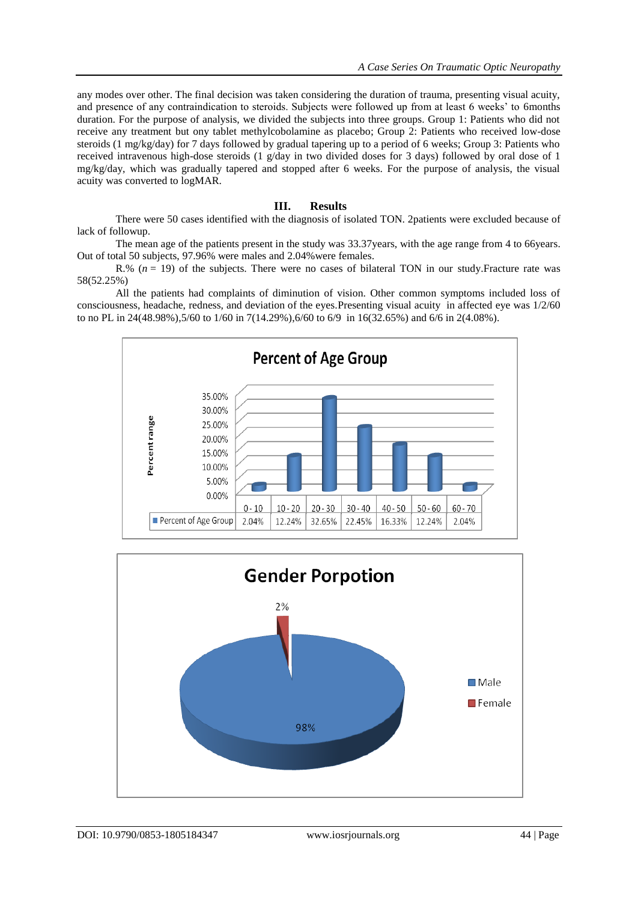any modes over other. The final decision was taken considering the duration of trauma, presenting visual acuity, and presence of any contraindication to steroids. Subjects were followed up from at least 6 weeks' to 6months duration. For the purpose of analysis, we divided the subjects into three groups. Group 1: Patients who did not receive any treatment but ony tablet methylcobolamine as placebo; Group 2: Patients who received low-dose steroids (1 mg/kg/day) for 7 days followed by gradual tapering up to a period of 6 weeks; Group 3: Patients who received intravenous high-dose steroids (1 g/day in two divided doses for 3 days) followed by oral dose of 1 mg/kg/day, which was gradually tapered and stopped after 6 weeks. For the purpose of analysis, the visual acuity was converted to logMAR.

## III. Results

There were 50 cases identified with the diagnosis of isolated TON. 2patients were excluded because of lack of followup.

The mean age of the patients present in the study was 33.37years, with the age range from 4 to 66years. Out of total 50 subjects, 97.96% were males and 2.04%were females.

R.% (*n* = 19) of the subjects. There were no cases of bilateral TON in our study.Fracture rate was 58(52.25%)

All the patients had complaints of diminution of vision. Other common symptoms included loss of consciousness, headache, redness, and deviation of the eyes.Presenting visual acuity in affected eye was 1/2/60 to no PL in 24(48.98%),5/60 to 1/60 in 7(14.29%),6/60 to 6/9 in 16(32.65%) and 6/6 in 2(4.08%).

**Percent of Age Group**

| | 0 - 10 | 10 - 20 | 20 - 30 | 30 - 40 | 40 - 50 | 50 - 60 | 60 - 70 |
|---|---|---|---|---|---|---|---|
| Percent of Age Group | 2.04% | 12.24% | 32.65% | 22.45% | 16.33% | 12.24% | 2.04% |

**Gender Porpotion**

Male: 98%
Female: 2%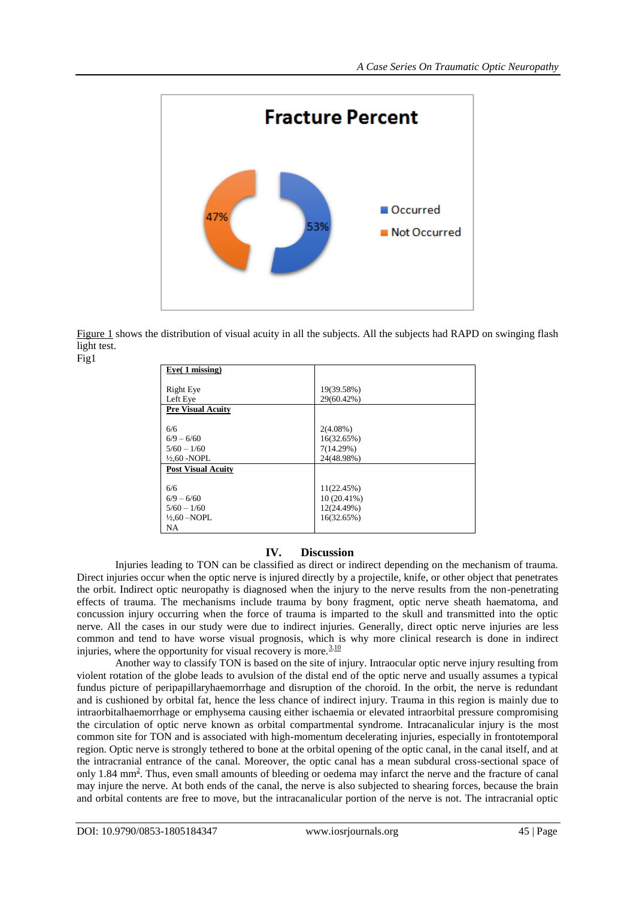Fracture Percent

- Occurred: 53%
- Not Occurred: 47%

Figure 1 shows the distribution of visual acuity in all the subjects. All the subjects had RAPD on swinging flash light test.

Fig1

| **Eye( 1 missing)** | |
|---|---|
| Right Eye | 19(39.58%) |
| Left Eye | 29(60.42%) |
| **Pre Visual Acuity** | |
| 6/6 | 2(4.08%) |
| 6/9 – 6/60 | 16(32.65%) |
| 5/60 – 1/60 | 7(14.29%) |
| ½,60 -NOPL | 24(48.98%) |
| **Post Visual Acuity** | |
| 6/6 | 11(22.45%) |
| 6/9 – 6/60 | 10 (20.41%) |
| 5/60 – 1/60 | 12(24.49%) |
| ½,60 –NOPL | 16(32.65%) |
| NA | |

## IV. Discussion

Injuries leading to TON can be classified as direct or indirect depending on the mechanism of trauma. Direct injuries occur when the optic nerve is injured directly by a projectile, knife, or other object that penetrates the orbit. Indirect optic neuropathy is diagnosed when the injury to the nerve results from the non-penetrating effects of trauma. The mechanisms include trauma by bony fragment, optic nerve sheath haematoma, and concussion injury occurring when the force of trauma is imparted to the skull and transmitted into the optic nerve. All the cases in our study were due to indirect injuries. Generally, direct optic nerve injuries are less common and tend to have worse visual prognosis, which is why more clinical research is done in indirect injuries, where the opportunity for visual recovery is more.[3,10]

Another way to classify TON is based on the site of injury. Intraocular optic nerve injury resulting from violent rotation of the globe leads to avulsion of the distal end of the optic nerve and usually assumes a typical fundus picture of peripapillaryhaemorrhage and disruption of the choroid. In the orbit, the nerve is redundant and is cushioned by orbital fat, hence the less chance of indirect injury. Trauma in this region is mainly due to intraorbitalhaemorrhage or emphysema causing either ischaemia or elevated intraorbital pressure compromising the circulation of optic nerve known as orbital compartmental syndrome. Intracanalicular injury is the most common site for TON and is associated with high-momentum decelerating injuries, especially in frontotemporal region. Optic nerve is strongly tethered to bone at the orbital opening of the optic canal, in the canal itself, and at the intracranial entrance of the canal. Moreover, the optic canal has a mean subdural cross-sectional space of only 1.84 $mm^2$. Thus, even small amounts of bleeding or oedema may infarct the nerve and the fracture of canal may injure the nerve. At both ends of the canal, the nerve is also subjected to shearing forces, because the brain and orbital contents are free to move, but the intracanalicular portion of the nerve is not. The intracranial optic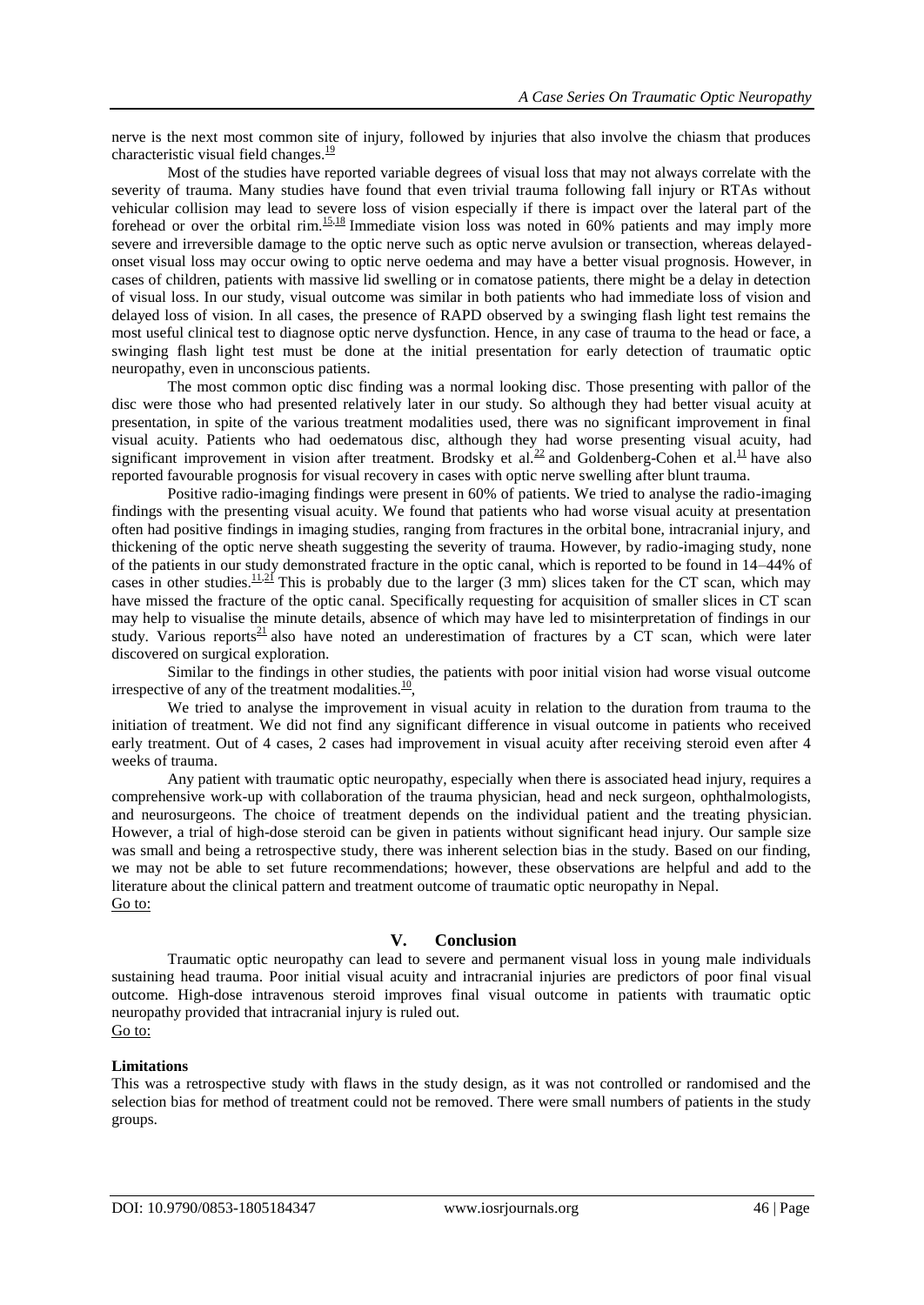nerve is the next most common site of injury, followed by injuries that also involve the chiasm that produces characteristic visual field changes.[19]

Most of the studies have reported variable degrees of visual loss that may not always correlate with the severity of trauma. Many studies have found that even trivial trauma following fall injury or RTAs without vehicular collision may lead to severe loss of vision especially if there is impact over the lateral part of the forehead or over the orbital rim.[15,18] Immediate vision loss was noted in 60% patients and may imply more severe and irreversible damage to the optic nerve such as optic nerve avulsion or transection, whereas delayed-onset visual loss may occur owing to optic nerve oedema and may have a better visual prognosis. However, in cases of children, patients with massive lid swelling or in comatose patients, there might be a delay in detection of visual loss. In our study, visual outcome was similar in both patients who had immediate loss of vision and delayed loss of vision. In all cases, the presence of RAPD observed by a swinging flash light test remains the most useful clinical test to diagnose optic nerve dysfunction. Hence, in any case of trauma to the head or face, a swinging flash light test must be done at the initial presentation for early detection of traumatic optic neuropathy, even in unconscious patients.

The most common optic disc finding was a normal looking disc. Those presenting with pallor of the disc were those who had presented relatively later in our study. So although they had better visual acuity at presentation, in spite of the various treatment modalities used, there was no significant improvement in final visual acuity. Patients who had oedematous disc, although they had worse presenting visual acuity, had significant improvement in vision after treatment. Brodsky et al.[22] and Goldenberg-Cohen et al.[11] have also reported favourable prognosis for visual recovery in cases with optic nerve swelling after blunt trauma.

Positive radio-imaging findings were present in 60% of patients. We tried to analyse the radio-imaging findings with the presenting visual acuity. We found that patients who had worse visual acuity at presentation often had positive findings in imaging studies, ranging from fractures in the orbital bone, intracranial injury, and thickening of the optic nerve sheath suggesting the severity of trauma. However, by radio-imaging study, none of the patients in our study demonstrated fracture in the optic canal, which is reported to be found in 14–44% of cases in other studies.[11,21] This is probably due to the larger (3 mm) slices taken for the CT scan, which may have missed the fracture of the optic canal. Specifically requesting for acquisition of smaller slices in CT scan may help to visualise the minute details, absence of which may have led to misinterpretation of findings in our study. Various reports[21] also have noted an underestimation of fractures by a CT scan, which were later discovered on surgical exploration.

Similar to the findings in other studies, the patients with poor initial vision had worse visual outcome irrespective of any of the treatment modalities.[10],

We tried to analyse the improvement in visual acuity in relation to the duration from trauma to the initiation of treatment. We did not find any significant difference in visual outcome in patients who received early treatment. Out of 4 cases, 2 cases had improvement in visual acuity after receiving steroid even after 4 weeks of trauma.

Any patient with traumatic optic neuropathy, especially when there is associated head injury, requires a comprehensive work-up with collaboration of the trauma physician, head and neck surgeon, ophthalmologists, and neurosurgeons. The choice of treatment depends on the individual patient and the treating physician. However, a trial of high-dose steroid can be given in patients without significant head injury. Our sample size was small and being a retrospective study, there was inherent selection bias in the study. Based on our finding, we may not be able to set future recommendations; however, these observations are helpful and add to the literature about the clinical pattern and treatment outcome of traumatic optic neuropathy in Nepal.
Go to:

## V. Conclusion

Traumatic optic neuropathy can lead to severe and permanent visual loss in young male individuals sustaining head trauma. Poor initial visual acuity and intracranial injuries are predictors of poor final visual outcome. High-dose intravenous steroid improves final visual outcome in patients with traumatic optic neuropathy provided that intracranial injury is ruled out.
Go to:

**Limitations**

This was a retrospective study with flaws in the study design, as it was not controlled or randomised and the selection bias for method of treatment could not be removed. There were small numbers of patients in the study groups.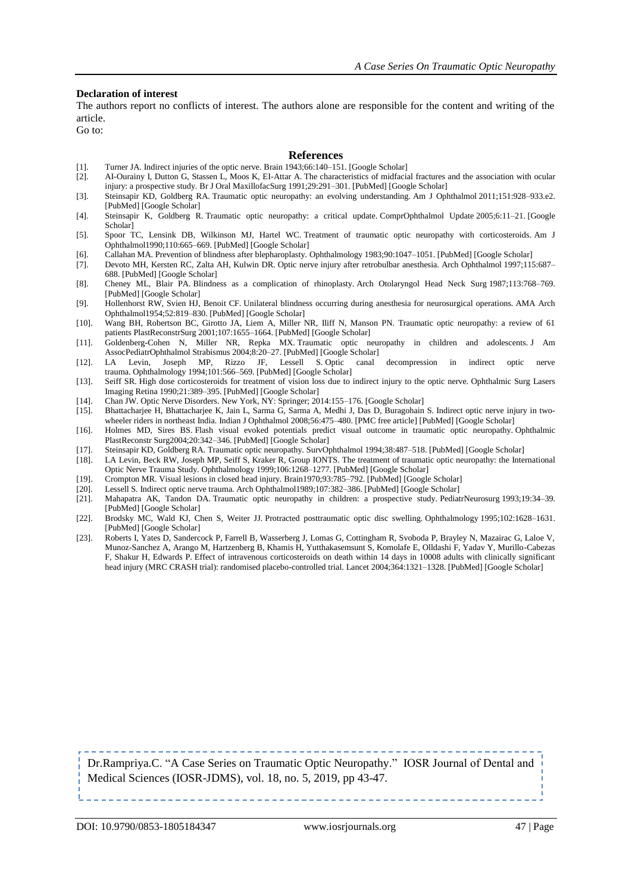**Declaration of interest**

The authors report no conflicts of interest. The authors alone are responsible for the content and writing of the article.

Go to:

## References

[1]. Turner JA. Indirect injuries of the optic nerve. Brain 1943;66:140–151. [Google Scholar]

[2]. Al-Ourainy I, Dutton G, Stassen L, Moos K, El-Attar A. The characteristics of midfacial fractures and the association with ocular injury: a prospective study. Br J Oral MaxillofacSurg 1991;29:291–301. [PubMed] [Google Scholar]

[3]. Steinsapir KD, Goldberg RA. Traumatic optic neuropathy: an evolving understanding. Am J Ophthalmol 2011;151:928–933.e2. [PubMed] [Google Scholar]

[4]. Steinsapir K, Goldberg R. Traumatic optic neuropathy: a critical update. ComprOphthalmol Update 2005;6:11–21. [Google Scholar]

[5]. Spoor TC, Lensink DB, Wilkinson MJ, Hartel WC. Treatment of traumatic optic neuropathy with corticosteroids. Am J Ophthalmol1990;110:665–669. [PubMed] [Google Scholar]

[6]. Callahan MA. Prevention of blindness after blepharoplasty. Ophthalmology 1983;90:1047–1051. [PubMed] [Google Scholar]

[7]. Devoto MH, Kersten RC, Zalta AH, Kulwin DR. Optic nerve injury after retrobulbar anesthesia. Arch Ophthalmol 1997;115:687–688. [PubMed] [Google Scholar]

[8]. Cheney ML, Blair PA. Blindness as a complication of rhinoplasty. Arch Otolaryngol Head Neck Surg 1987;113:768–769. [PubMed] [Google Scholar]

[9]. Hollenhorst RW, Svien HJ, Benoit CF. Unilateral blindness occurring during anesthesia for neurosurgical operations. AMA Arch Ophthalmol1954;52:819–830. [PubMed] [Google Scholar]

[10]. Wang BH, Robertson BC, Girotto JA, Liem A, Miller NR, Iliff N, Manson PN. Traumatic optic neuropathy: a review of 61 patients PlastReconstrSurg 2001;107:1655–1664. [PubMed] [Google Scholar]

[11]. Goldenberg-Cohen N, Miller NR, Repka MX. Traumatic optic neuropathy in children and adolescents. J Am AssocPediatrOphthalmol Strabismus 2004;8:20–27. [PubMed] [Google Scholar]

[12]. LA Levin, Joseph MP, Rizzo JF, Lessell S. Optic canal decompression in indirect optic nerve trauma. Ophthalmology 1994;101:566–569. [PubMed] [Google Scholar]

[13]. Seiff SR. High dose corticosteroids for treatment of vision loss due to indirect injury to the optic nerve. Ophthalmic Surg Lasers Imaging Retina 1990;21:389–395. [PubMed] [Google Scholar]

[14]. Chan JW. Optic Nerve Disorders. New York, NY: Springer; 2014:155–176. [Google Scholar]

[15]. Bhattacharjee H, Bhattacharjee K, Jain L, Sarma G, Sarma A, Medhi J, Das D, Buragohain S. Indirect optic nerve injury in two-wheeler riders in northeast India. Indian J Ophthalmol 2008;56:475–480. [PMC free article] [PubMed] [Google Scholar]

[16]. Holmes MD, Sires BS. Flash visual evoked potentials predict visual outcome in traumatic optic neuropathy. Ophthalmic PlastReconstr Surg2004;20:342–346. [PubMed] [Google Scholar]

[17]. Steinsapir KD, Goldberg RA. Traumatic optic neuropathy. SurvOphthalmol 1994;38:487–518. [PubMed] [Google Scholar]

[18]. LA Levin, Beck RW, Joseph MP, Seiff S, Kraker R, Group IONTS. The treatment of traumatic optic neuropathy: the International Optic Nerve Trauma Study. Ophthalmology 1999;106:1268–1277. [PubMed] [Google Scholar]

[19]. Crompton MR. Visual lesions in closed head injury. Brain1970;93:785–792. [PubMed] [Google Scholar]

[20]. Lessell S. Indirect optic nerve trauma. Arch Ophthalmol1989;107:382–386. [PubMed] [Google Scholar]

[21]. Mahapatra AK, Tandon DA. Traumatic optic neuropathy in children: a prospective study. PediatrNeurosurg 1993;19:34–39. [PubMed] [Google Scholar]

[22]. Brodsky MC, Wald KJ, Chen S, Weiter JJ. Protracted posttraumatic optic disc swelling. Ophthalmology 1995;102:1628–1631. [PubMed] [Google Scholar]

[23]. Roberts I, Yates D, Sandercock P, Farrell B, Wasserberg J, Lomas G, Cottingham R, Svoboda P, Brayley N, Mazairac G, Laloe V, Munoz-Sanchez A, Arango M, Hartzenberg B, Khamis H, Yutthakasemsunt S, Komolafe E, Olldashi F, Yadav Y, Murillo-Cabezas F, Shakur H, Edwards P. Effect of intravenous corticosteroids on death within 14 days in 10008 adults with clinically significant head injury (MRC CRASH trial): randomised placebo-controlled trial. Lancet 2004;364:1321–1328. [PubMed] [Google Scholar]

Dr.Rampriya.C. "A Case Series on Traumatic Optic Neuropathy." IOSR Journal of Dental and Medical Sciences (IOSR-JDMS), vol. 18, no. 5, 2019, pp 43-47.